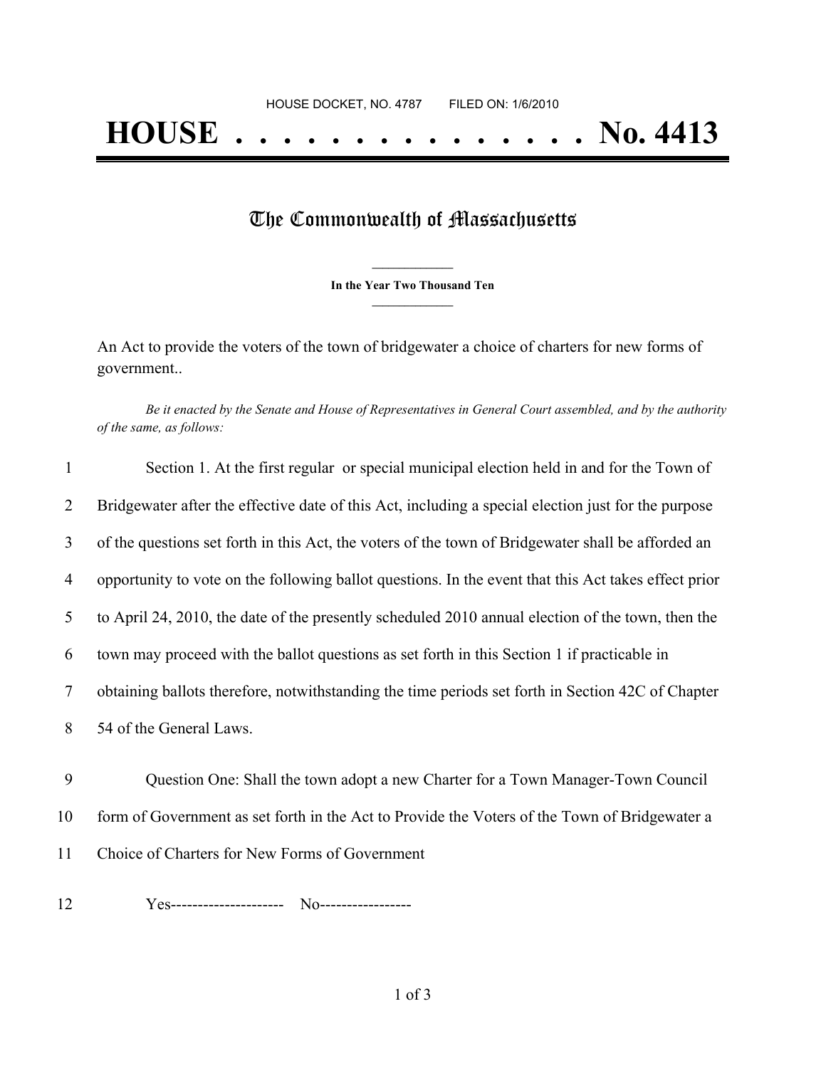HOUSE DOCKET, NO. 4787 FILED ON: 1/6/2010

# HOUSE . . . . . . . . . . . . . . . No. 4413

## The Commonwealth of Massachusetts

**In the Year Two Thousand Ten**

An Act to provide the voters of the town of bridgewater a choice of charters for new forms of government..

*Be it enacted by the Senate and House of Representatives in General Court assembled, and by the authority of the same, as follows:*

Section 1. At the first regular or special municipal election held in and for the Town of Bridgewater after the effective date of this Act, including a special election just for the purpose of the questions set forth in this Act, the voters of the town of Bridgewater shall be afforded an opportunity to vote on the following ballot questions. In the event that this Act takes effect prior to April 24, 2010, the date of the presently scheduled 2010 annual election of the town, then the town may proceed with the ballot questions as set forth in this Section 1 if practicable in obtaining ballots therefore, notwithstanding the time periods set forth in Section 42C of Chapter 54 of the General Laws.

Question One: Shall the town adopt a new Charter for a Town Manager-Town Council form of Government as set forth in the Act to Provide the Voters of the Town of Bridgewater a Choice of Charters for New Forms of Government

Yes--------------------- No-----------------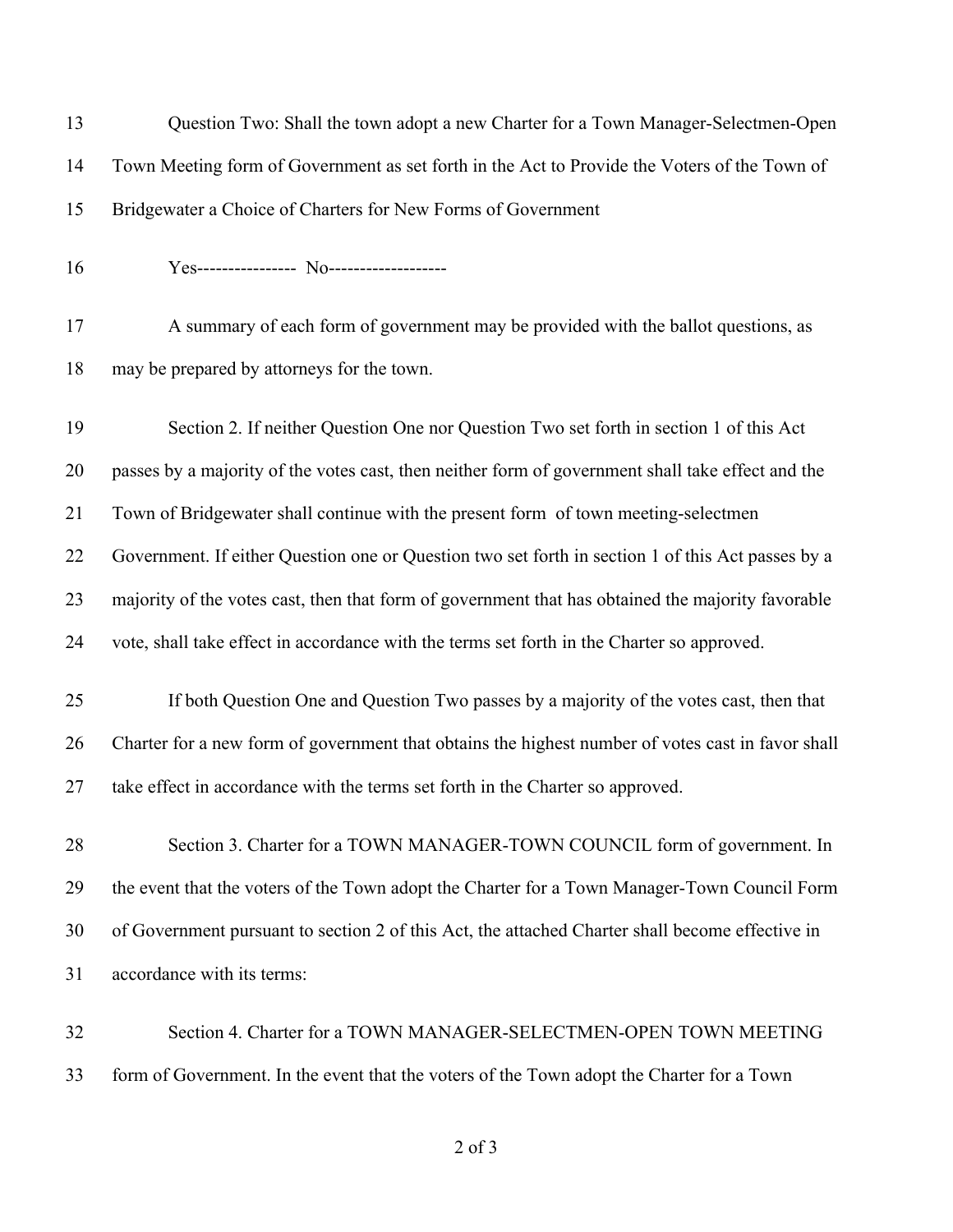Question Two: Shall the town adopt a new Charter for a Town Manager-Selectmen-Open Town Meeting form of Government as set forth in the Act to Provide the Voters of the Town of Bridgewater a Choice of Charters for New Forms of Government

Yes---------------- No-------------------

A summary of each form of government may be provided with the ballot questions, as may be prepared by attorneys for the town.

Section 2. If neither Question One nor Question Two set forth in section 1 of this Act passes by a majority of the votes cast, then neither form of government shall take effect and the Town of Bridgewater shall continue with the present form of town meeting-selectmen Government. If either Question one or Question two set forth in section 1 of this Act passes by a majority of the votes cast, then that form of government that has obtained the majority favorable vote, shall take effect in accordance with the terms set forth in the Charter so approved.

If both Question One and Question Two passes by a majority of the votes cast, then that Charter for a new form of government that obtains the highest number of votes cast in favor shall take effect in accordance with the terms set forth in the Charter so approved.

Section 3. Charter for a TOWN MANAGER-TOWN COUNCIL form of government. In the event that the voters of the Town adopt the Charter for a Town Manager-Town Council Form of Government pursuant to section 2 of this Act, the attached Charter shall become effective in accordance with its terms:

Section 4. Charter for a TOWN MANAGER-SELECTMEN-OPEN TOWN MEETING form of Government. In the event that the voters of the Town adopt the Charter for a Town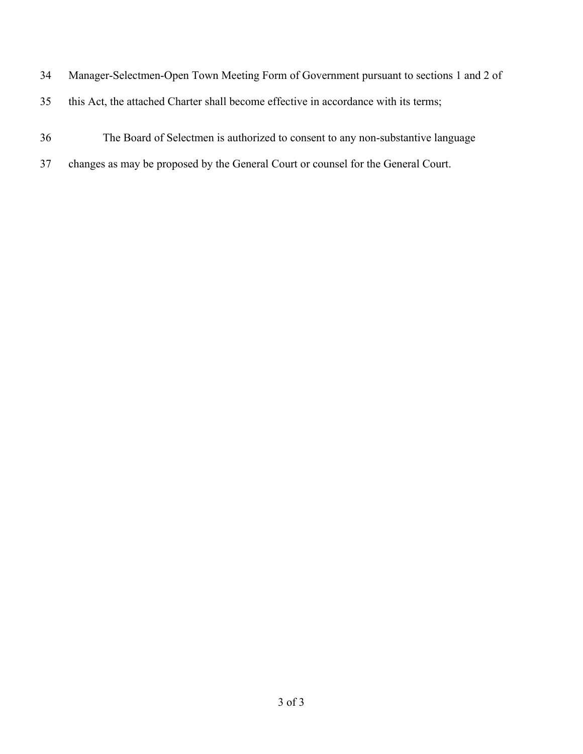Manager-Selectmen-Open Town Meeting Form of Government pursuant to sections 1 and 2 of this Act, the attached Charter shall become effective in accordance with its terms;

The Board of Selectmen is authorized to consent to any non-substantive language changes as may be proposed by the General Court or counsel for the General Court.